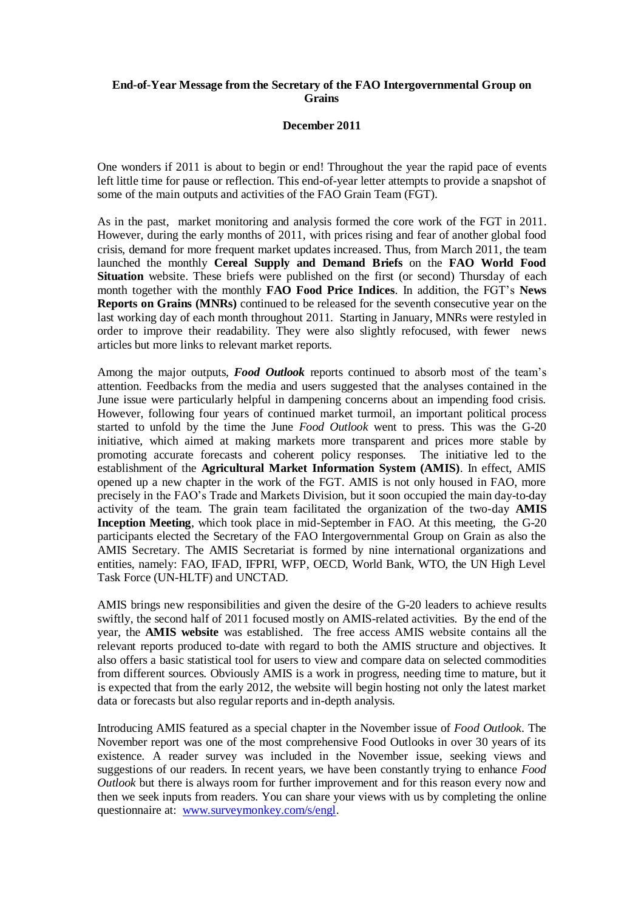**End-of-Year Message from the Secretary of the FAO Intergovernmental Group on Grains**

**December 2011**

One wonders if 2011 is about to begin or end! Throughout the year the rapid pace of events left little time for pause or reflection. This end-of-year letter attempts to provide a snapshot of some of the main outputs and activities of the FAO Grain Team (FGT).

As in the past, market monitoring and analysis formed the core work of the FGT in 2011. However, during the early months of 2011, with prices rising and fear of another global food crisis, demand for more frequent market updates increased. Thus, from March 2011, the team launched the monthly **Cereal Supply and Demand Briefs** on the **FAO World Food Situation** website. These briefs were published on the first (or second) Thursday of each month together with the monthly **FAO Food Price Indices**. In addition, the FGT's **News Reports on Grains (MNRs)** continued to be released for the seventh consecutive year on the last working day of each month throughout 2011. Starting in January, MNRs were restyled in order to improve their readability. They were also slightly refocused, with fewer news articles but more links to relevant market reports.

Among the major outputs, ***Food Outlook*** reports continued to absorb most of the team's attention. Feedbacks from the media and users suggested that the analyses contained in the June issue were particularly helpful in dampening concerns about an impending food crisis. However, following four years of continued market turmoil, an important political process started to unfold by the time the June *Food Outlook* went to press. This was the G-20 initiative, which aimed at making markets more transparent and prices more stable by promoting accurate forecasts and coherent policy responses. The initiative led to the establishment of the **Agricultural Market Information System (AMIS)**. In effect, AMIS opened up a new chapter in the work of the FGT. AMIS is not only housed in FAO, more precisely in the FAO's Trade and Markets Division, but it soon occupied the main day-to-day activity of the team. The grain team facilitated the organization of the two-day **AMIS Inception Meeting**, which took place in mid-September in FAO. At this meeting, the G-20 participants elected the Secretary of the FAO Intergovernmental Group on Grain as also the AMIS Secretary. The AMIS Secretariat is formed by nine international organizations and entities, namely: FAO, IFAD, IFPRI, WFP, OECD, World Bank, WTO, the UN High Level Task Force (UN-HLTF) and UNCTAD.

AMIS brings new responsibilities and given the desire of the G-20 leaders to achieve results swiftly, the second half of 2011 focused mostly on AMIS-related activities. By the end of the year, the **AMIS website** was established. The free access AMIS website contains all the relevant reports produced to-date with regard to both the AMIS structure and objectives. It also offers a basic statistical tool for users to view and compare data on selected commodities from different sources. Obviously AMIS is a work in progress, needing time to mature, but it is expected that from the early 2012, the website will begin hosting not only the latest market data or forecasts but also regular reports and in-depth analysis.

Introducing AMIS featured as a special chapter in the November issue of *Food Outlook*. The November report was one of the most comprehensive Food Outlooks in over 30 years of its existence. A reader survey was included in the November issue, seeking views and suggestions of our readers. In recent years, we have been constantly trying to enhance *Food Outlook* but there is always room for further improvement and for this reason every now and then we seek inputs from readers. You can share your views with us by completing the online questionnaire at: www.surveymonkey.com/s/engl.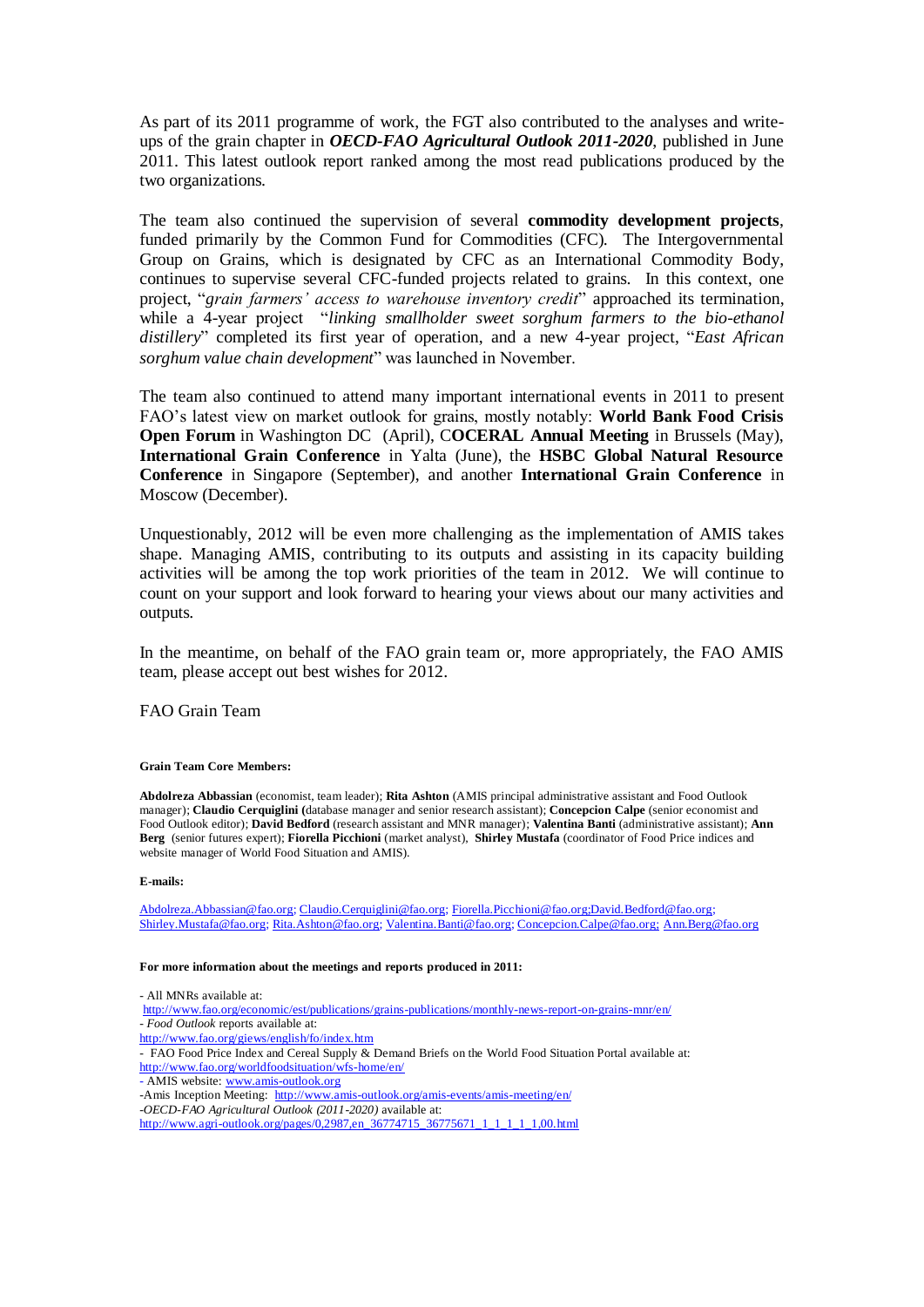As part of its 2011 programme of work, the FGT also contributed to the analyses and write-ups of the grain chapter in ***OECD-FAO Agricultural Outlook 2011-2020***, published in June 2011. This latest outlook report ranked among the most read publications produced by the two organizations.

The team also continued the supervision of several **commodity development projects**, funded primarily by the Common Fund for Commodities (CFC). The Intergovernmental Group on Grains, which is designated by CFC as an International Commodity Body, continues to supervise several CFC-funded projects related to grains. In this context, one project, "*grain farmers' access to warehouse inventory credit*" approached its termination, while a 4-year project "*linking smallholder sweet sorghum farmers to the bio-ethanol distillery*" completed its first year of operation, and a new 4-year project, "*East African sorghum value chain development*" was launched in November.

The team also continued to attend many important international events in 2011 to present FAO's latest view on market outlook for grains, mostly notably: **World Bank Food Crisis Open Forum** in Washington DC (April), C**OCERAL Annual Meeting** in Brussels (May), **International Grain Conference** in Yalta (June), the **HSBC Global Natural Resource Conference** in Singapore (September), and another **International Grain Conference** in Moscow (December).

Unquestionably, 2012 will be even more challenging as the implementation of AMIS takes shape. Managing AMIS, contributing to its outputs and assisting in its capacity building activities will be among the top work priorities of the team in 2012. We will continue to count on your support and look forward to hearing your views about our many activities and outputs.

In the meantime, on behalf of the FAO grain team or, more appropriately, the FAO AMIS team, please accept out best wishes for 2012.

FAO Grain Team

**Grain Team Core Members:**

**Abdolreza Abbassian** (economist, team leader); **Rita Ashton** (AMIS principal administrative assistant and Food Outlook manager); **Claudio Cerquiglini (**database manager and senior research assistant); **Concepcion Calpe** (senior economist and Food Outlook editor); **David Bedford** (research assistant and MNR manager); **Valentina Banti** (administrative assistant); **Ann Berg** (senior futures expert); **Fiorella Picchioni** (market analyst), **Shirley Mustafa** (coordinator of Food Price indices and website manager of World Food Situation and AMIS).

**E-mails:**

Abdolreza.Abbassian@fao.org; Claudio.Cerquiglini@fao.org; Fiorella.Picchioni@fao.org;David.Bedford@fao.org; Shirley.Mustafa@fao.org; Rita.Ashton@fao.org; Valentina.Banti@fao.org; Concepcion.Calpe@fao.org; Ann.Berg@fao.org

**For more information about the meetings and reports produced in 2011:**

- All MNRs available at:
http://www.fao.org/economic/est/publications/grains-publications/monthly-news-report-on-grains-mnr/en/
- *Food Outlook* reports available at:
http://www.fao.org/giews/english/fo/index.htm
- FAO Food Price Index and Cereal Supply & Demand Briefs on the World Food Situation Portal available at:
http://www.fao.org/worldfoodsituation/wfs-home/en/
- AMIS website: www.amis-outlook.org
-Amis Inception Meeting: http://www.amis-outlook.org/amis-events/amis-meeting/en/
-*OECD-FAO Agricultural Outlook (2011-2020)* available at:
http://www.agri-outlook.org/pages/0,2987,en_36774715_36775671_1_1_1_1_1,00.html